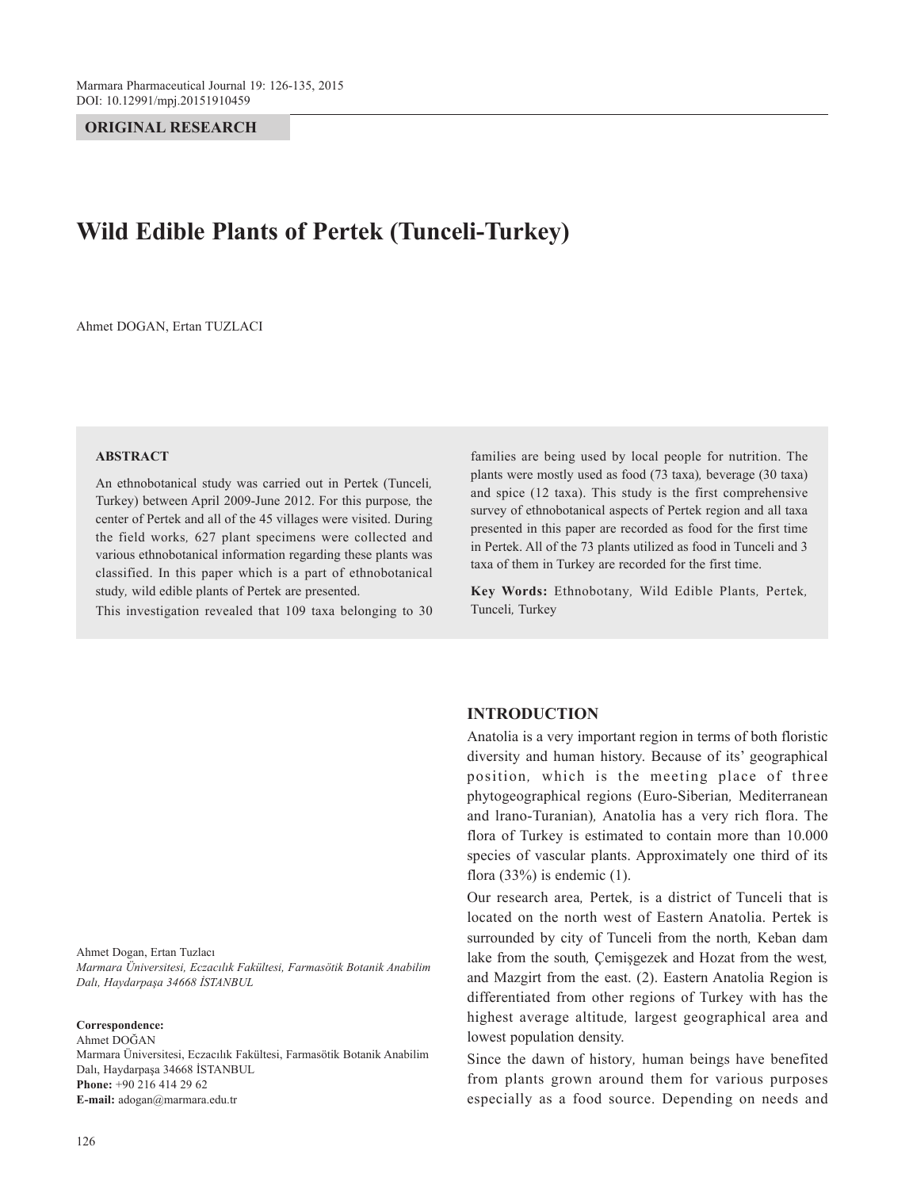**ORIGINAL RESEARCH**

# Wild Edible Plants of Pertek (Tunceli-Turkey)

Ahmet DOGAN, Ertan TUZLACI

## ABSTRACT

An ethnobotanical study was carried out in Pertek (Tunceli, Turkey) between April 2009-June 2012. For this purpose, the center of Pertek and all of the 45 villages were visited. During the field works, 627 plant specimens were collected and various ethnobotanical information regarding these plants was classified. In this paper which is a part of ethnobotanical study, wild edible plants of Pertek are presented.

This investigation revealed that 109 taxa belonging to 30 families are being used by local people for nutrition. The plants were mostly used as food (73 taxa), beverage (30 taxa) and spice (12 taxa). This study is the first comprehensive survey of ethnobotanical aspects of Pertek region and all taxa presented in this paper are recorded as food for the first time in Pertek. All of the 73 plants utilized as food in Tunceli and 3 taxa of them in Turkey are recorded for the first time.

**Key Words:** Ethnobotany, Wild Edible Plants, Pertek, Tunceli, Turkey

Ahmet Dogan, Ertan Tuzlacı
*Marmara Üniversitesi, Eczacılık Fakültesi, Farmasötik Botanik Anabilim Dalı, Haydarpaşa 34668 İSTANBUL*

**Correspondence:**
Ahmet DOĞAN
Marmara Üniversitesi, Eczacılık Fakültesi, Farmasötik Botanik Anabilim Dalı, Haydarpaşa 34668 İSTANBUL
**Phone:** +90 216 414 29 62
**E-mail:** adogan@marmara.edu.tr

## INTRODUCTION

Anatolia is a very important region in terms of both floristic diversity and human history. Because of its' geographical position, which is the meeting place of three phytogeographical regions (Euro-Siberian, Mediterranean and lrano-Turanian), Anatolia has a very rich flora. The flora of Turkey is estimated to contain more than 10.000 species of vascular plants. Approximately one third of its flora (33%) is endemic (1).

Our research area, Pertek, is a district of Tunceli that is located on the north west of Eastern Anatolia. Pertek is surrounded by city of Tunceli from the north, Keban dam lake from the south, Çemişgezek and Hozat from the west, and Mazgirt from the east. (2). Eastern Anatolia Region is differentiated from other regions of Turkey with has the highest average altitude, largest geographical area and lowest population density.

Since the dawn of history, human beings have benefited from plants grown around them for various purposes especially as a food source. Depending on needs and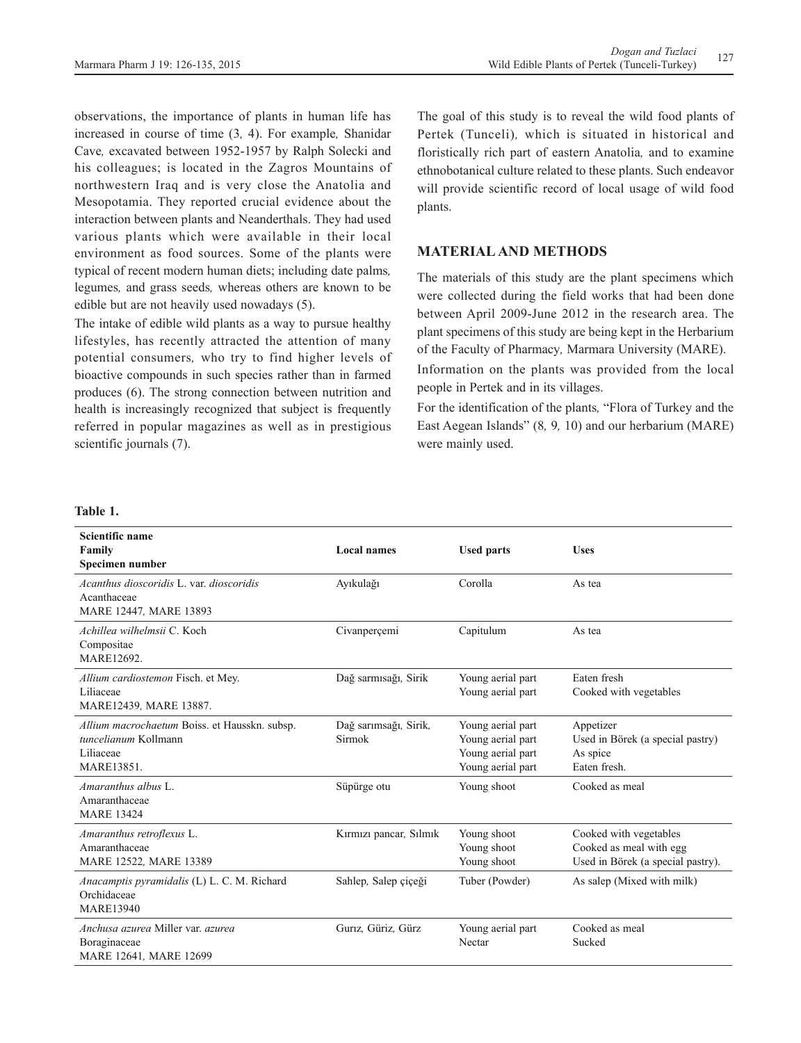observations, the importance of plants in human life has increased in course of time (3, 4). For example, Shanidar Cave, excavated between 1952-1957 by Ralph Solecki and his colleagues; is located in the Zagros Mountains of northwestern Iraq and is very close the Anatolia and Mesopotamia. They reported crucial evidence about the interaction between plants and Neanderthals. They had used various plants which were available in their local environment as food sources. Some of the plants were typical of recent modern human diets; including date palms, legumes, and grass seeds, whereas others are known to be edible but are not heavily used nowadays (5).

The intake of edible wild plants as a way to pursue healthy lifestyles, has recently attracted the attention of many potential consumers, who try to find higher levels of bioactive compounds in such species rather than in farmed produces (6). The strong connection between nutrition and health is increasingly recognized that subject is frequently referred in popular magazines as well as in prestigious scientific journals (7).

The goal of this study is to reveal the wild food plants of Pertek (Tunceli), which is situated in historical and floristically rich part of eastern Anatolia, and to examine ethnobotanical culture related to these plants. Such endeavor will provide scientific record of local usage of wild food plants.

## MATERIAL AND METHODS

The materials of this study are the plant specimens which were collected during the field works that had been done between April 2009-June 2012 in the research area. The plant specimens of this study are being kept in the Herbarium of the Faculty of Pharmacy, Marmara University (MARE).

Information on the plants was provided from the local people in Pertek and in its villages.

For the identification of the plants, "Flora of Turkey and the East Aegean Islands" (8, 9, 10) and our herbarium (MARE) were mainly used.

**Table 1.**

| Scientific name<br>Family<br>Specimen number | Local names | Used parts | Uses |
|---|---|---|---|
| *Acanthus dioscoridis* L. var. *dioscoridis*<br>Acanthaceae<br>MARE 12447, MARE 13893 | Ayıkulağı | Corolla | As tea |
| *Achillea wilhelmsii* C. Koch<br>Compositae<br>MARE12692. | Civanperçemi | Capitulum | As tea |
| *Allium cardiostemon* Fisch. et Mey.<br>Liliaceae<br>MARE12439, MARE 13887. | Dağ sarmısağı, Sirik | Young aerial part<br>Young aerial part | Eaten fresh<br>Cooked with vegetables |
| *Allium macrochaetum* Boiss. et Hausskn. subsp. *tuncelianum* Kollmann<br>Liliaceae<br>MARE13851. | Dağ sarmısağı, Sirik, Sirmok | Young aerial part<br>Young aerial part<br>Young aerial part<br>Young aerial part | Appetizer<br>Used in Börek (a special pastry)<br>As spice<br>Eaten fresh. |
| *Amaranthus albus* L.<br>Amaranthaceae<br>MARE 13424 | Süpürge otu | Young shoot | Cooked as meal |
| *Amaranthus retroflexus* L.<br>Amaranthaceae<br>MARE 12522, MARE 13389 | Kırmızı pancar, Sılmık | Young shoot<br>Young shoot<br>Young shoot | Cooked with vegetables<br>Cooked as meal with egg<br>Used in Börek (a special pastry). |
| *Anacamptis pyramidalis* (L) L. C. M. Richard<br>Orchidaceae<br>MARE13940 | Sahlep, Salep çiçeği | Tuber (Powder) | As salep (Mixed with milk) |
| *Anchusa azurea* Miller var. *azurea*<br>Boraginaceae<br>MARE 12641, MARE 12699 | Gurız, Güriz, Gürz | Young aerial part<br>Nectar | Cooked as meal<br>Sucked |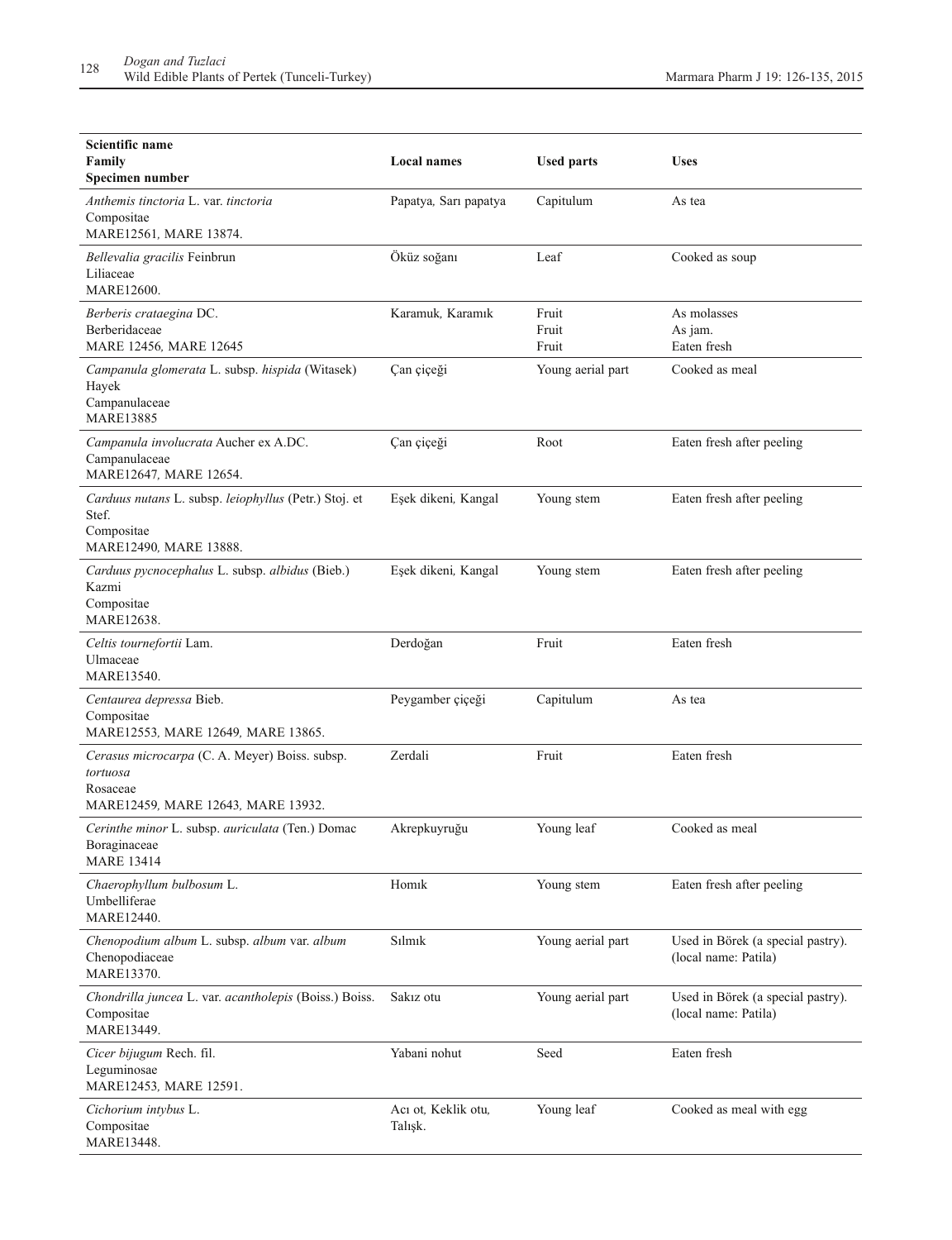| Scientific name<br>Family<br>Specimen number | Local names | Used parts | Uses |
|---|---|---|---|
| *Anthemis tinctoria* L. var. *tinctoria*<br>Compositae<br>MARE12561, MARE 13874. | Papatya, Sarı papatya | Capitulum | As tea |
| *Bellevalia gracilis* Feinbrun<br>Liliaceae<br>MARE12600. | Öküz soğanı | Leaf | Cooked as soup |
| *Berberis crataegina* DC.<br>Berberidaceae<br>MARE 12456, MARE 12645 | Karamuk, Karamık | Fruit<br>Fruit<br>Fruit | As molasses<br>As jam.<br>Eaten fresh |
| *Campanula glomerata* L. subsp. *hispida* (Witasek) Hayek<br>Campanulaceae<br>MARE13885 | Çan çiçeği | Young aerial part | Cooked as meal |
| *Campanula involucrata* Aucher ex A.DC.<br>Campanulaceae<br>MARE12647, MARE 12654. | Çan çiçeği | Root | Eaten fresh after peeling |
| *Carduus nutans* L. subsp. *leiophyllus* (Petr.) Stoj. et Stef.<br>Compositae<br>MARE12490, MARE 13888. | Eşek dikeni, Kangal | Young stem | Eaten fresh after peeling |
| *Carduus pycnocephalus* L. subsp. *albidus* (Bieb.) Kazmi<br>Compositae<br>MARE12638. | Eşek dikeni, Kangal | Young stem | Eaten fresh after peeling |
| *Celtis tournefortii* Lam.<br>Ulmaceae<br>MARE13540. | Derdoğan | Fruit | Eaten fresh |
| *Centaurea depressa* Bieb.<br>Compositae<br>MARE12553, MARE 12649, MARE 13865. | Peygamber çiçeği | Capitulum | As tea |
| *Cerasus microcarpa* (C. A. Meyer) Boiss. subsp. *tortuosa*<br>Rosaceae<br>MARE12459, MARE 12643, MARE 13932. | Zerdali | Fruit | Eaten fresh |
| *Cerinthe minor* L. subsp. *auriculata* (Ten.) Domac<br>Boraginaceae<br>MARE 13414 | Akrepkuyruğu | Young leaf | Cooked as meal |
| *Chaerophyllum bulbosum* L.<br>Umbelliferae<br>MARE12440. | Homık | Young stem | Eaten fresh after peeling |
| *Chenopodium album* L. subsp. *album* var. *album*<br>Chenopodiaceae<br>MARE13370. | Sılmık | Young aerial part | Used in Börek (a special pastry). (local name: Patila) |
| *Chondrilla juncea* L. var. *acantholepis* (Boiss.) Boiss.<br>Compositae<br>MARE13449. | Sakız otu | Young aerial part | Used in Börek (a special pastry). (local name: Patila) |
| *Cicer bijugum* Rech. fil.<br>Leguminosae<br>MARE12453, MARE 12591. | Yabani nohut | Seed | Eaten fresh |
| *Cichorium intybus* L.<br>Compositae<br>MARE13448. | Acı ot, Keklik otu, Talışk. | Young leaf | Cooked as meal with egg |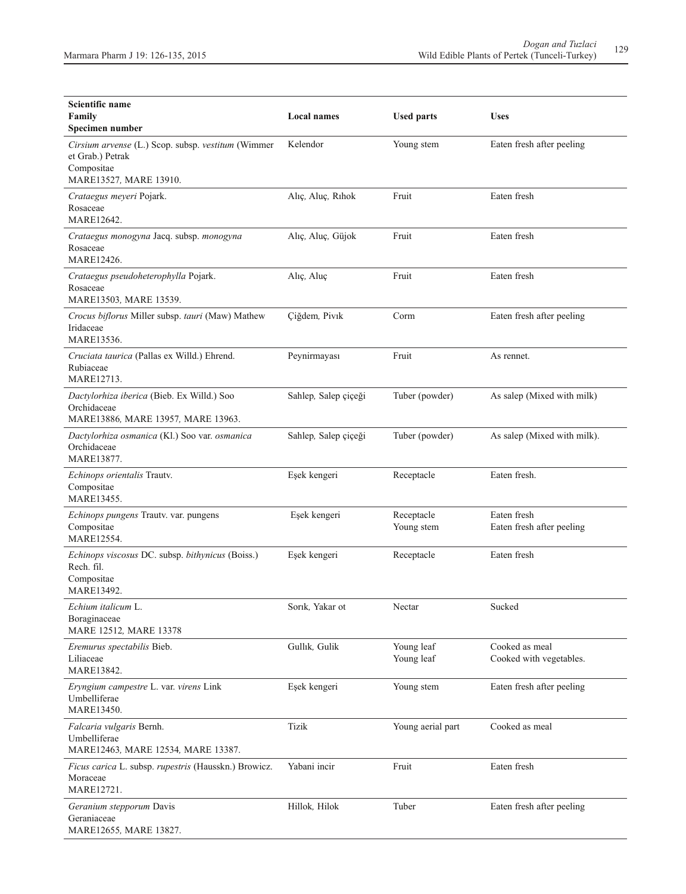| Scientific name<br>Family<br>Specimen number | Local names | Used parts | Uses |
|---|---|---|---|
| *Cirsium arvense* (L.) Scop. subsp. *vestitum* (Wimmer et Grab.) Petrak<br>Compositae<br>MARE13527, MARE 13910. | Kelendor | Young stem | Eaten fresh after peeling |
| *Crataegus meyeri* Pojark.<br>Rosaceae<br>MARE12642. | Alıç, Aluç, Rıhok | Fruit | Eaten fresh |
| *Crataegus monogyna* Jacq. subsp. *monogyna*<br>Rosaceae<br>MARE12426. | Alıç, Aluç, Güjok | Fruit | Eaten fresh |
| *Crataegus pseudoheterophylla* Pojark.<br>Rosaceae<br>MARE13503, MARE 13539. | Alıç, Aluç | Fruit | Eaten fresh |
| *Crocus biflorus* Miller subsp. *tauri* (Maw) Mathew<br>Iridaceae<br>MARE13536. | Çiğdem, Pivık | Corm | Eaten fresh after peeling |
| *Cruciata taurica* (Pallas ex Willd.) Ehrend.<br>Rubiaceae<br>MARE12713. | Peynirmayası | Fruit | As rennet. |
| *Dactylorhiza iberica* (Bieb. Ex Willd.) Soo<br>Orchidaceae<br>MARE13886, MARE 13957, MARE 13963. | Sahlep, Salep çiçeği | Tuber (powder) | As salep (Mixed with milk) |
| *Dactylorhiza osmanica* (Kl.) Soo var. *osmanica*<br>Orchidaceae<br>MARE13877. | Sahlep, Salep çiçeği | Tuber (powder) | As salep (Mixed with milk). |
| *Echinops orientalis* Trautv.<br>Compositae<br>MARE13455. | Eşek kengeri | Receptacle | Eaten fresh. |
| *Echinops pungens* Trautv. var. pungens<br>Compositae<br>MARE12554. | Eşek kengeri | Receptacle<br>Young stem | Eaten fresh<br>Eaten fresh after peeling |
| *Echinops viscosus* DC. subsp. *bithynicus* (Boiss.) Rech. fil.<br>Compositae<br>MARE13492. | Eşek kengeri | Receptacle | Eaten fresh |
| *Echium italicum* L.<br>Boraginaceae<br>MARE 12512, MARE 13378 | Sorık, Yakar ot | Nectar | Sucked |
| *Eremurus spectabilis* Bieb.<br>Liliaceae<br>MARE13842. | Gullık, Gulik | Young leaf<br>Young leaf | Cooked as meal<br>Cooked with vegetables. |
| *Eryngium campestre* L. var. *virens* Link<br>Umbelliferae<br>MARE13450. | Eşek kengeri | Young stem | Eaten fresh after peeling |
| *Falcaria vulgaris* Bernh.<br>Umbelliferae<br>MARE12463, MARE 12534, MARE 13387. | Tizik | Young aerial part | Cooked as meal |
| *Ficus carica* L. subsp. *rupestris* (Hausskn.) Browicz.<br>Moraceae<br>MARE12721. | Yabani incir | Fruit | Eaten fresh |
| *Geranium stepporum* Davis<br>Geraniaceae<br>MARE12655, MARE 13827. | Hillok, Hilok | Tuber | Eaten fresh after peeling |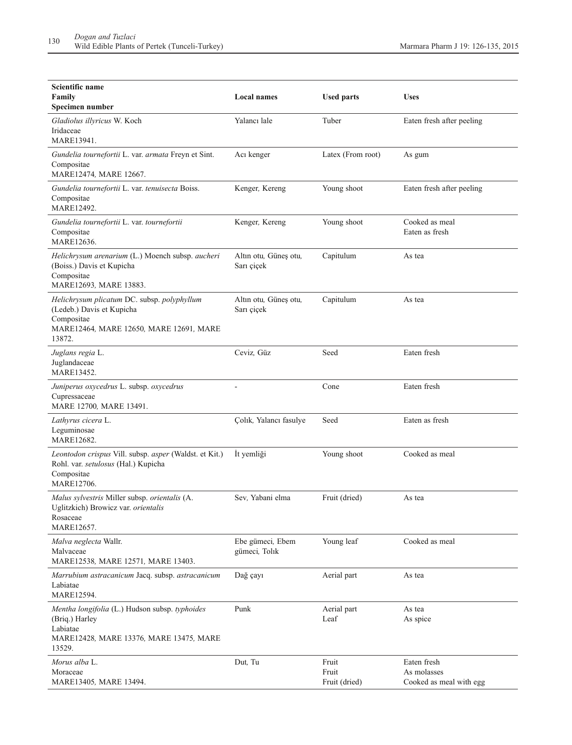| Scientific name<br>Family<br>Specimen number | Local names | Used parts | Uses |
|---|---|---|---|
| *Gladiolus illyricus* W. Koch<br>Iridaceae<br>MARE13941. | Yalancı lale | Tuber | Eaten fresh after peeling |
| *Gundelia tournefortii* L. var. *armata* Freyn et Sint.<br>Compositae<br>MARE12474, MARE 12667. | Acı kenger | Latex (From root) | As gum |
| *Gundelia tournefortii* L. var. *tenuisecta* Boiss.<br>Compositae<br>MARE12492. | Kenger, Kereng | Young shoot | Eaten fresh after peeling |
| *Gundelia tournefortii* L. var. *tournefortii*<br>Compositae<br>MARE12636. | Kenger, Kereng | Young shoot | Cooked as meal<br>Eaten as fresh |
| *Helichrysum arenarium* (L.) Moench subsp. *aucheri* (Boiss.) Davis et Kupicha<br>Compositae<br>MARE12693, MARE 13883. | Altın otu, Güneş otu, Sarı çiçek | Capitulum | As tea |
| *Helichrysum plicatum* DC. subsp. *polyphyllum* (Ledeb.) Davis et Kupicha<br>Compositae<br>MARE12464, MARE 12650, MARE 12691, MARE 13872. | Altın otu, Güneş otu, Sarı çiçek | Capitulum | As tea |
| *Juglans regia* L.<br>Juglandaceae<br>MARE13452. | Ceviz, Güz | Seed | Eaten fresh |
| *Juniperus oxycedrus* L. subsp. *oxycedrus*<br>Cupressaceae<br>MARE 12700, MARE 13491. | - | Cone | Eaten fresh |
| *Lathyrus cicera* L.<br>Leguminosae<br>MARE12682. | Çolık, Yalancı fasulye | Seed | Eaten as fresh |
| *Leontodon crispus* Vill. subsp. *asper* (Waldst. et Kit.) Rohl. var. *setulosus* (Hal.) Kupicha<br>Compositae<br>MARE12706. | İt yemliği | Young shoot | Cooked as meal |
| *Malus sylvestris* Miller subsp. *orientalis* (A. Uglitzkich) Browicz var. *orientalis*<br>Rosaceae<br>MARE12657. | Sev, Yabani elma | Fruit (dried) | As tea |
| *Malva neglecta* Wallr.<br>Malvaceae<br>MARE12538, MARE 12571, MARE 13403. | Ebe gümeci, Ebem gümeci, Tolık | Young leaf | Cooked as meal |
| *Marrubium astracanicum* Jacq. subsp. *astracanicum*<br>Labiatae<br>MARE12594. | Dağ çayı | Aerial part | As tea |
| *Mentha longifolia* (L.) Hudson subsp. *typhoides* (Briq.) Harley<br>Labiatae<br>MARE12428, MARE 13376, MARE 13475, MARE 13529. | Punk | Aerial part<br>Leaf | As tea<br>As spice |
| *Morus alba* L.<br>Moraceae<br>MARE13405, MARE 13494. | Dut, Tu | Fruit<br>Fruit<br>Fruit (dried) | Eaten fresh<br>As molasses<br>Cooked as meal with egg |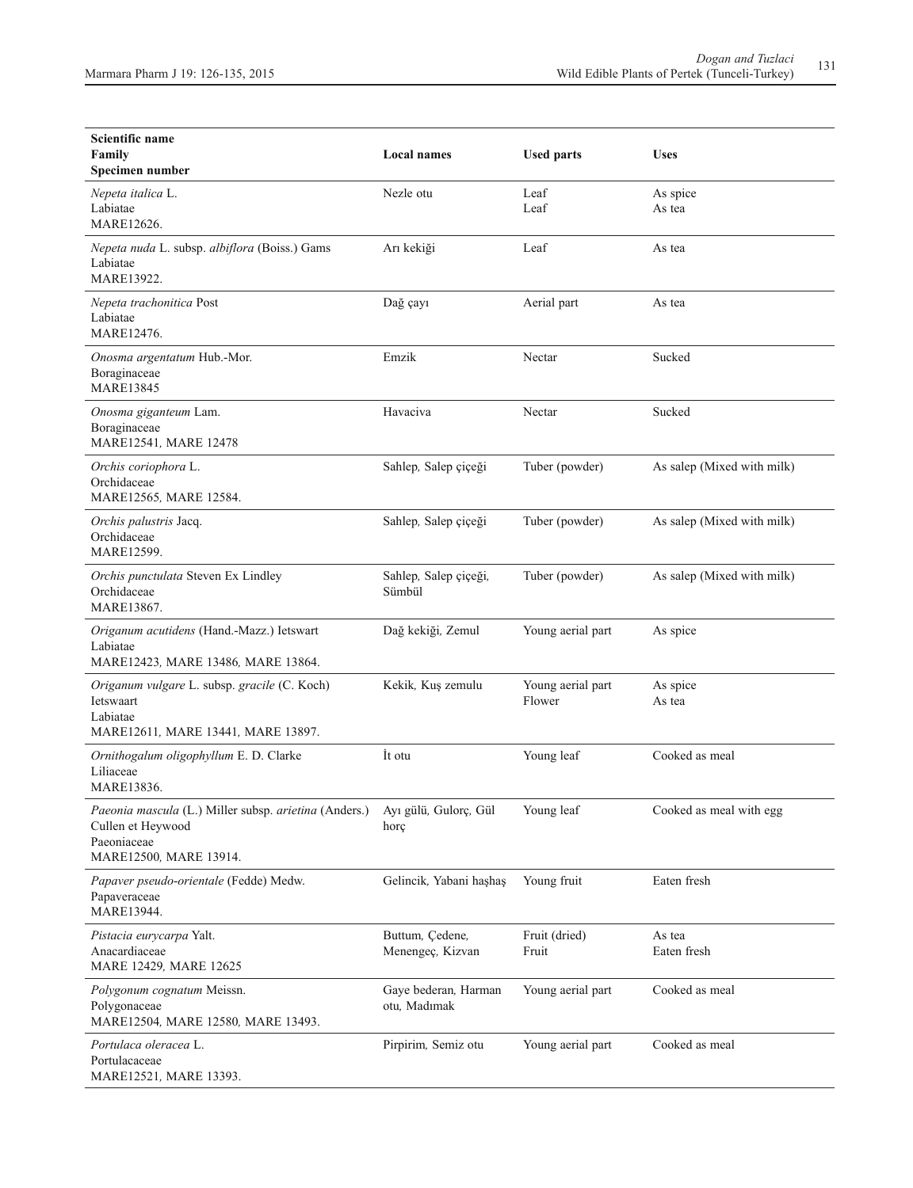| Scientific name<br>Family<br>Specimen number | Local names | Used parts | Uses |
|---|---|---|---|
| *Nepeta italica* L.<br>Labiatae<br>MARE12626. | Nezle otu | Leaf<br>Leaf | As spice<br>As tea |
| *Nepeta nuda* L. subsp. *albiflora* (Boiss.) Gams<br>Labiatae<br>MARE13922. | Arı kekiği | Leaf | As tea |
| *Nepeta trachonitica* Post<br>Labiatae<br>MARE12476. | Dağ çayı | Aerial part | As tea |
| *Onosma argentatum* Hub.-Mor.<br>Boraginaceae<br>MARE13845 | Emzik | Nectar | Sucked |
| *Onosma giganteum* Lam.<br>Boraginaceae<br>MARE12541, MARE 12478 | Havaciva | Nectar | Sucked |
| *Orchis coriophora* L.<br>Orchidaceae<br>MARE12565, MARE 12584. | Sahlep, Salep çiçeği | Tuber (powder) | As salep (Mixed with milk) |
| *Orchis palustris* Jacq.<br>Orchidaceae<br>MARE12599. | Sahlep, Salep çiçeği | Tuber (powder) | As salep (Mixed with milk) |
| *Orchis punctulata* Steven Ex Lindley<br>Orchidaceae<br>MARE13867. | Sahlep, Salep çiçeği, Sümbül | Tuber (powder) | As salep (Mixed with milk) |
| *Origanum acutidens* (Hand.-Mazz.) Ietswart<br>Labiatae<br>MARE12423, MARE 13486, MARE 13864. | Dağ kekiği, Zemul | Young aerial part | As spice |
| *Origanum vulgare* L. subsp. *gracile* (C. Koch) Ietswaart<br>Labiatae<br>MARE12611, MARE 13441, MARE 13897. | Kekik, Kuş zemulu | Young aerial part<br>Flower | As spice<br>As tea |
| *Ornithogalum oligophyllum* E. D. Clarke<br>Liliaceae<br>MARE13836. | İt otu | Young leaf | Cooked as meal |
| *Paeonia mascula* (L.) Miller subsp. *arietina* (Anders.) Cullen et Heywood<br>Paeoniaceae<br>MARE12500, MARE 13914. | Ayı gülü, Gulorç, Gül horç | Young leaf | Cooked as meal with egg |
| *Papaver pseudo-orientale* (Fedde) Medw.<br>Papaveraceae<br>MARE13944. | Gelincik, Yabani haşhaş | Young fruit | Eaten fresh |
| *Pistacia eurycarpa* Yalt.<br>Anacardiaceae<br>MARE 12429, MARE 12625 | Buttum, Çedene, Menengeç, Kizvan | Fruit (dried)<br>Fruit | As tea<br>Eaten fresh |
| *Polygonum cognatum* Meissn.<br>Polygonaceae<br>MARE12504, MARE 12580, MARE 13493. | Gaye bederan, Harman otu, Madımak | Young aerial part | Cooked as meal |
| *Portulaca oleracea* L.<br>Portulacaceae<br>MARE12521, MARE 13393. | Pirpirim, Semiz otu | Young aerial part | Cooked as meal |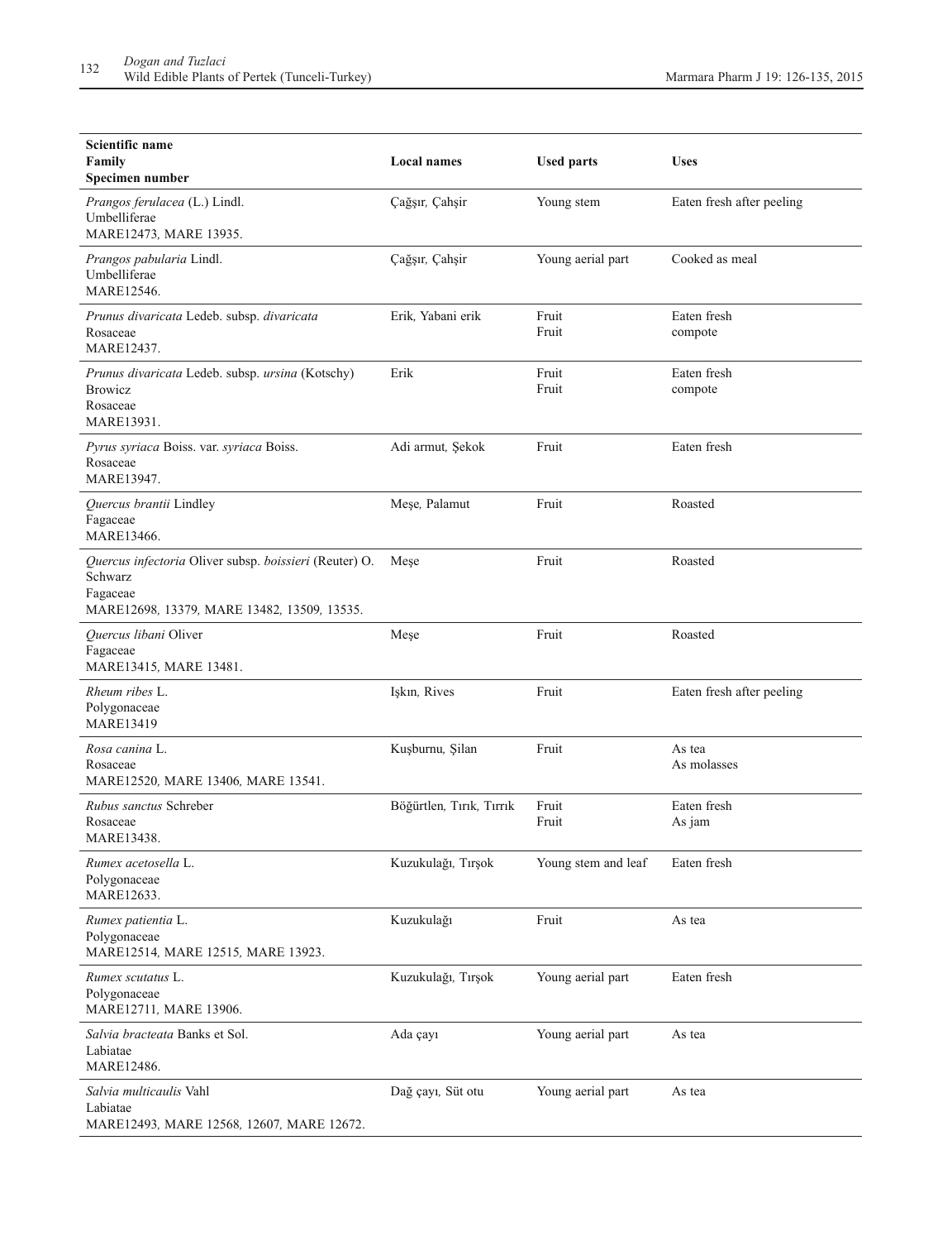| Scientific name<br>Family<br>Specimen number | Local names | Used parts | Uses |
|---|---|---|---|
| *Prangos ferulacea* (L.) Lindl.<br>Umbelliferae<br>MARE12473, MARE 13935. | Çağşır, Çahşir | Young stem | Eaten fresh after peeling |
| *Prangos pabularia* Lindl.<br>Umbelliferae<br>MARE12546. | Çağşır, Çahşir | Young aerial part | Cooked as meal |
| *Prunus divaricata* Ledeb. subsp. *divaricata*<br>Rosaceae<br>MARE12437. | Erik, Yabani erik | Fruit<br>Fruit | Eaten fresh<br>compote |
| *Prunus divaricata* Ledeb. subsp. *ursina* (Kotschy) Browicz<br>Rosaceae<br>MARE13931. | Erik | Fruit<br>Fruit | Eaten fresh<br>compote |
| *Pyrus syriaca* Boiss. var. *syriaca* Boiss.<br>Rosaceae<br>MARE13947. | Adi armut, Şekok | Fruit | Eaten fresh |
| *Quercus brantii* Lindley<br>Fagaceae<br>MARE13466. | Meşe, Palamut | Fruit | Roasted |
| *Quercus infectoria* Oliver subsp. *boissieri* (Reuter) O. Schwarz<br>Fagaceae<br>MARE12698, 13379, MARE 13482, 13509, 13535. | Meşe | Fruit | Roasted |
| *Quercus libani* Oliver<br>Fagaceae<br>MARE13415, MARE 13481. | Meşe | Fruit | Roasted |
| *Rheum ribes* L.<br>Polygonaceae<br>MARE13419 | Işkın, Rives | Fruit | Eaten fresh after peeling |
| *Rosa canina* L.<br>Rosaceae<br>MARE12520, MARE 13406, MARE 13541. | Kuşburnu, Şilan | Fruit | As tea<br>As molasses |
| *Rubus sanctus* Schreber<br>Rosaceae<br>MARE13438. | Böğürtlen, Tırık, Tırrık | Fruit<br>Fruit | Eaten fresh<br>As jam |
| *Rumex acetosella* L.<br>Polygonaceae<br>MARE12633. | Kuzukulağı, Tırşok | Young stem and leaf | Eaten fresh |
| *Rumex patientia* L.<br>Polygonaceae<br>MARE12514, MARE 12515, MARE 13923. | Kuzukulağı | Fruit | As tea |
| *Rumex scutatus* L.<br>Polygonaceae<br>MARE12711, MARE 13906. | Kuzukulağı, Tırşok | Young aerial part | Eaten fresh |
| *Salvia bracteata* Banks et Sol.<br>Labiatae<br>MARE12486. | Ada çayı | Young aerial part | As tea |
| *Salvia multicaulis* Vahl<br>Labiatae<br>MARE12493, MARE 12568, 12607, MARE 12672. | Dağ çayı, Süt otu | Young aerial part | As tea |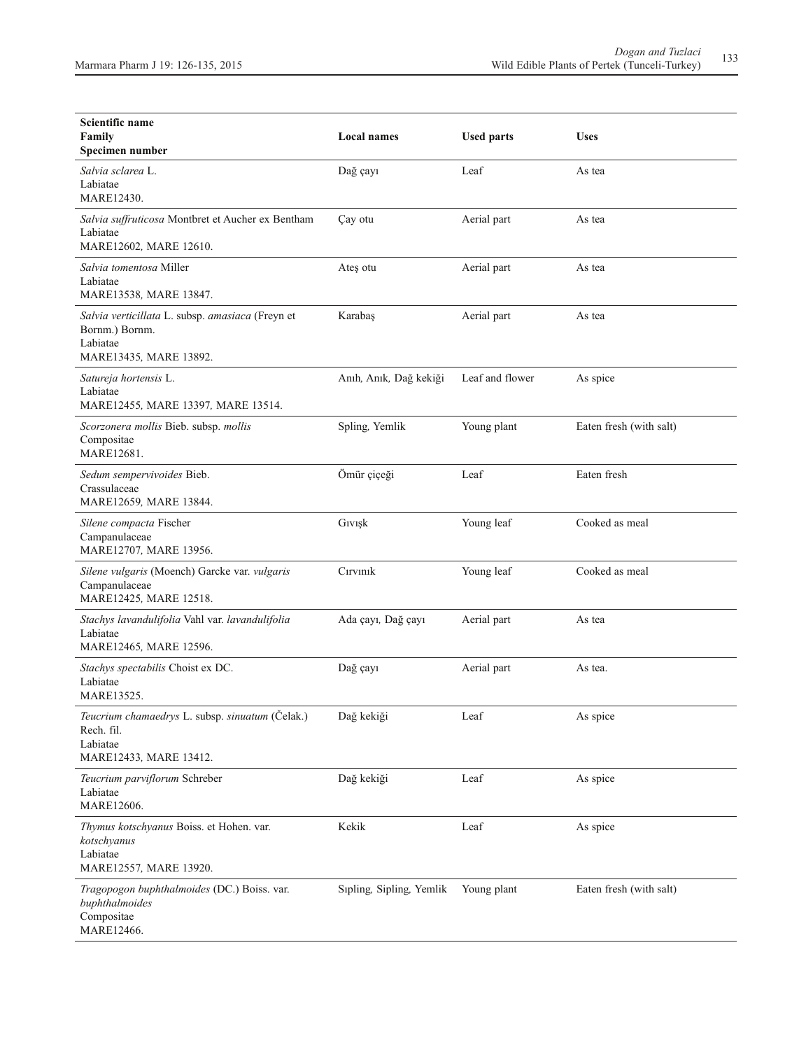| Scientific name<br>Family<br>Specimen number | Local names | Used parts | Uses |
|---|---|---|---|
| *Salvia sclarea* L.<br>Labiatae<br>MARE12430. | Dağ çayı | Leaf | As tea |
| *Salvia suffruticosa* Montbret et Aucher ex Bentham<br>Labiatae<br>MARE12602, MARE 12610. | Çay otu | Aerial part | As tea |
| *Salvia tomentosa* Miller<br>Labiatae<br>MARE13538, MARE 13847. | Ateş otu | Aerial part | As tea |
| *Salvia verticillata* L. subsp. *amasiaca* (Freyn et Bornm.) Bornm.<br>Labiatae<br>MARE13435, MARE 13892. | Karabaş | Aerial part | As tea |
| *Satureja hortensis* L.<br>Labiatae<br>MARE12455, MARE 13397, MARE 13514. | Anıh, Anık, Dağ kekiği | Leaf and flower | As spice |
| *Scorzonera mollis* Bieb. subsp. *mollis*<br>Compositae<br>MARE12681. | Spling, Yemlik | Young plant | Eaten fresh (with salt) |
| *Sedum sempervivoides* Bieb.<br>Crassulaceae<br>MARE12659, MARE 13844. | Ömür çiçeği | Leaf | Eaten fresh |
| *Silene compacta* Fischer<br>Campanulaceae<br>MARE12707, MARE 13956. | Gıvışk | Young leaf | Cooked as meal |
| *Silene vulgaris* (Moench) Garcke var. *vulgaris*<br>Campanulaceae<br>MARE12425, MARE 12518. | Cırvınık | Young leaf | Cooked as meal |
| *Stachys lavandulifolia* Vahl var. *lavandulifolia*<br>Labiatae<br>MARE12465, MARE 12596. | Ada çayı, Dağ çayı | Aerial part | As tea |
| *Stachys spectabilis* Choist ex DC.<br>Labiatae<br>MARE13525. | Dağ çayı | Aerial part | As tea. |
| *Teucrium chamaedrys* L. subsp. *sinuatum* (Čelak.) Rech. fil.<br>Labiatae<br>MARE12433, MARE 13412. | Dağ kekiği | Leaf | As spice |
| *Teucrium parviflorum* Schreber<br>Labiatae<br>MARE12606. | Dağ kekiği | Leaf | As spice |
| *Thymus kotschyanus* Boiss. et Hohen. var. *kotschyanus*<br>Labiatae<br>MARE12557, MARE 13920. | Kekik | Leaf | As spice |
| *Tragopogon buphthalmoides* (DC.) Boiss. var. *buphthalmoides*<br>Compositae<br>MARE12466. | Sıpling, Sipling, Yemlik | Young plant | Eaten fresh (with salt) |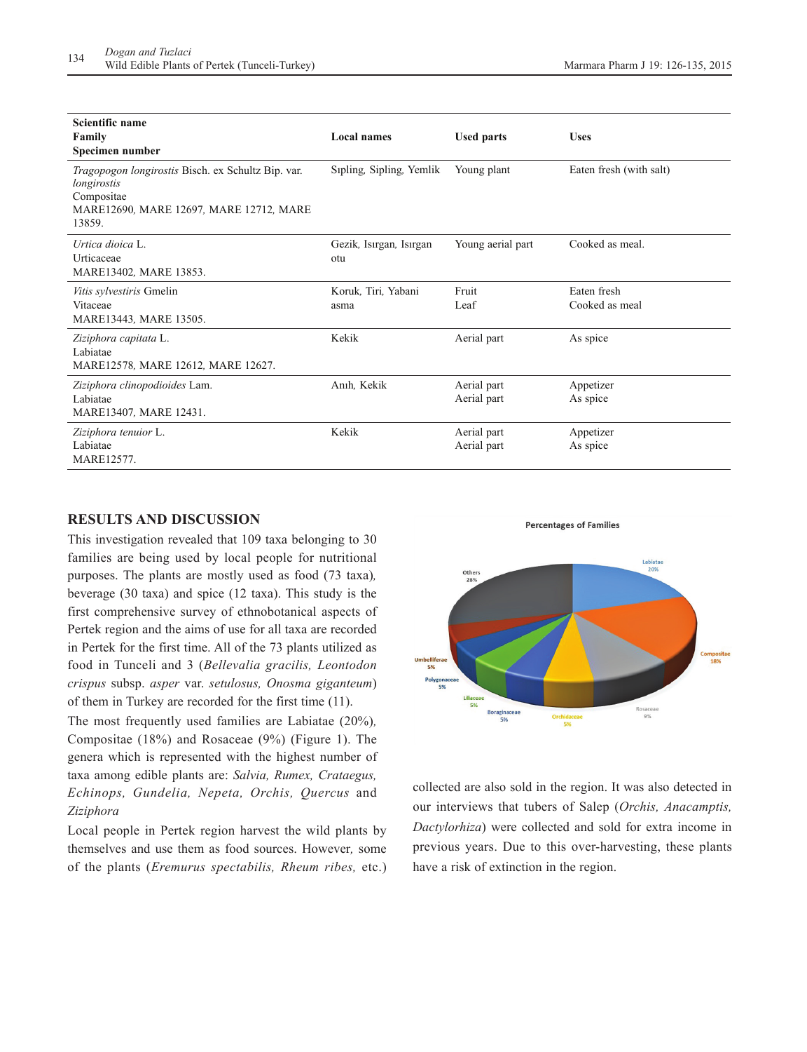| Scientific name<br>Family<br>Specimen number | Local names | Used parts | Uses |
|---|---|---|---|
| *Tragopogon longirostis* Bisch. ex Schultz Bip. var. *longirostis*<br>Compositae<br>MARE12690, MARE 12697, MARE 12712, MARE 13859. | Sıpling, Sipling, Yemlik | Young plant | Eaten fresh (with salt) |
| *Urtica dioica* L.<br>Urticaceae<br>MARE13402, MARE 13853. | Gezik, Isırgan, Isırgan otu | Young aerial part | Cooked as meal. |
| *Vitis sylvestiris* Gmelin<br>Vitaceae<br>MARE13443, MARE 13505. | Koruk, Tiri, Yabani asma | Fruit<br>Leaf | Eaten fresh<br>Cooked as meal |
| *Ziziphora capitata* L.<br>Labiatae<br>MARE12578, MARE 12612, MARE 12627. | Kekik | Aerial part | As spice |
| *Ziziphora clinopodioides* Lam.<br>Labiatae<br>MARE13407, MARE 12431. | Anıh, Kekik | Aerial part<br>Aerial part | Appetizer<br>As spice |
| *Ziziphora tenuior* L.<br>Labiatae<br>MARE12577. | Kekik | Aerial part<br>Aerial part | Appetizer<br>As spice |

## RESULTS AND DISCUSSION

This investigation revealed that 109 taxa belonging to 30 families are being used by local people for nutritional purposes. The plants are mostly used as food (73 taxa), beverage (30 taxa) and spice (12 taxa). This study is the first comprehensive survey of ethnobotanical aspects of Pertek region and the aims of use for all taxa are recorded in Pertek for the first time. All of the 73 plants utilized as food in Tunceli and 3 (*Bellevalia gracilis, Leontodon crispus* subsp. *asper* var. *setulosus, Onosma giganteum*) of them in Turkey are recorded for the first time (11).

The most frequently used families are Labiatae (20%), Compositae (18%) and Rosaceae (9%) (Figure 1). The genera which is represented with the highest number of taxa among edible plants are: *Salvia, Rumex, Crataegus, Echinops, Gundelia, Nepeta, Orchis, Quercus* and *Ziziphora*

Local people in Pertek region harvest the wild plants by themselves and use them as food sources. However, some of the plants (*Eremurus spectabilis, Rheum ribes,* etc.) collected are also sold in the region. It was also detected in our interviews that tubers of Salep (*Orchis, Anacamptis, Dactylorhiza*) were collected and sold for extra income in previous years. Due to this over-harvesting, these plants have a risk of extinction in the region.

**Percentages of Families**

| Family | Percentage |
|---|---|
| Labiatae | 20% |
| Compositae | 18% |
| Rosaceae | 9% |
| Orchidaceae | 5% |
| Boraginaceae | 5% |
| Liliaceae | 5% |
| Polygonaceae | 5% |
| Umbelliferae | 5% |
| Others | 28% |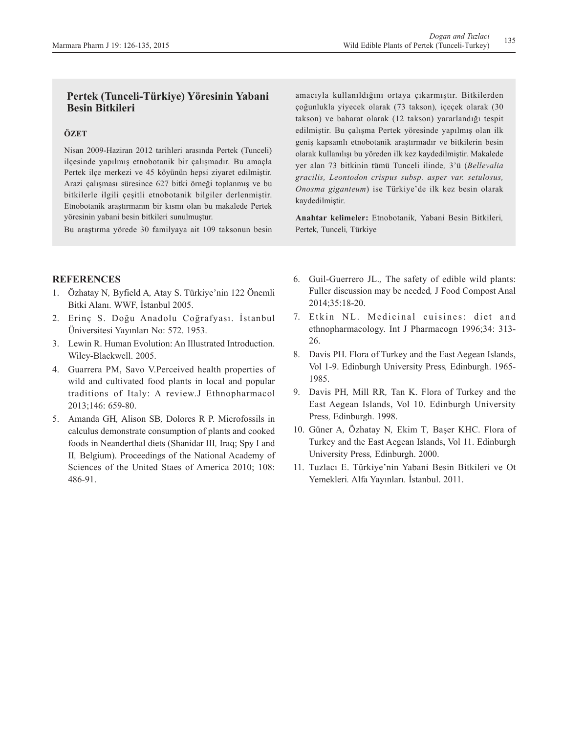## Pertek (Tunceli-Türkiye) Yöresinin Yabani Besin Bitkileri

### ÖZET

Nisan 2009-Haziran 2012 tarihleri arasında Pertek (Tunceli) ilçesinde yapılmış etnobotanik bir çalışmadır. Bu amaçla Pertek ilçe merkezi ve 45 köyünün hepsi ziyaret edilmiştir. Arazi çalışması süresince 627 bitki örneği toplanmış ve bu bitkilerle ilgili çeşitli etnobotanik bilgiler derlenmiştir. Etnobotanik araştırmanın bir kısmı olan bu makalede Pertek yöresinin yabani besin bitkileri sunulmuştur.

Bu araştırma yörede 30 familyaya ait 109 taksonun besin amacıyla kullanıldığını ortaya çıkarmıştır. Bitkilerden çoğunlukla yiyecek olarak (73 takson), içeçek olarak (30 takson) ve baharat olarak (12 takson) yararlandığı tespit edilmiştir. Bu çalışma Pertek yöresinde yapılmış olan ilk geniş kapsamlı etnobotanik araştırmadır ve bitkilerin besin olarak kullanılışı bu yöreden ilk kez kaydedilmiştir. Makalede yer alan 73 bitkinin tümü Tunceli ilinde, 3'ü (*Bellevalia gracilis, Leontodon crispus subsp. asper var. setulosus, Onosma giganteum*) ise Türkiye'de ilk kez besin olarak kaydedilmiştir.

**Anahtar kelimeler:** Etnobotanik, Yabani Besin Bitkileri, Pertek, Tunceli, Türkiye

## REFERENCES

1. Özhatay N, Byfield A, Atay S. Türkiye'nin 122 Önemli Bitki Alanı. WWF, İstanbul 2005.
2. Erinç S. Doğu Anadolu Coğrafyası. İstanbul Üniversitesi Yayınları No: 572. 1953.
3. Lewin R. Human Evolution: An Illustrated Introduction. Wiley-Blackwell. 2005.
4. Guarrera PM, Savo V.Perceived health properties of wild and cultivated food plants in local and popular traditions of Italy: A review.J Ethnopharmacol 2013;146: 659-80.
5. Amanda GH, Alison SB, Dolores R P. Microfossils in calculus demonstrate consumption of plants and cooked foods in Neanderthal diets (Shanidar III, Iraq; Spy I and II, Belgium). Proceedings of the National Academy of Sciences of the United Staes of America 2010; 108: 486-91.
6. Guil-Guerrero JL., The safety of edible wild plants: Fuller discussion may be needed, J Food Compost Anal 2014;35:18-20.
7. Etkin NL. Medicinal cuisines: diet and ethnopharmacology. Int J Pharmacogn 1996;34: 313-26.
8. Davis PH. Flora of Turkey and the East Aegean Islands, Vol 1-9. Edinburgh University Press, Edinburgh. 1965-1985.
9. Davis PH, Mill RR, Tan K. Flora of Turkey and the East Aegean Islands, Vol 10. Edinburgh University Press, Edinburgh. 1998.
10. Güner A, Özhatay N, Ekim T, Başer KHC. Flora of Turkey and the East Aegean Islands, Vol 11. Edinburgh University Press, Edinburgh. 2000.
11. Tuzlacı E. Türkiye'nin Yabani Besin Bitkileri ve Ot Yemekleri. Alfa Yayınları. İstanbul. 2011.